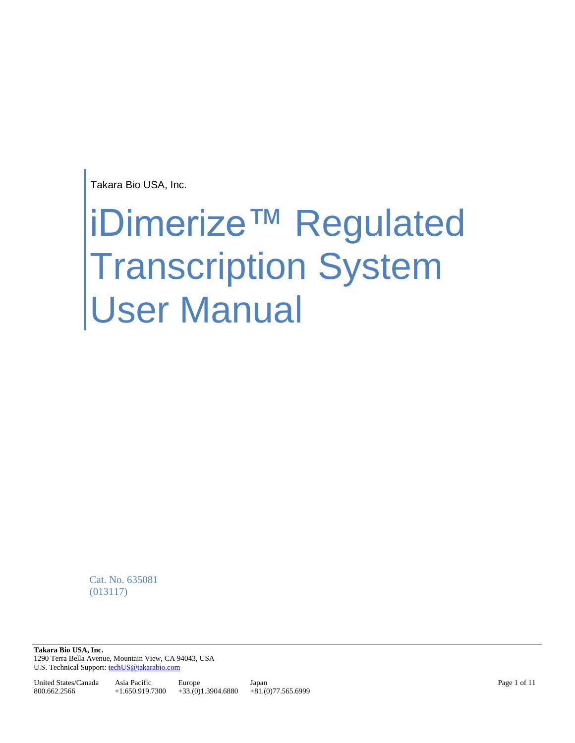Takara Bio USA, Inc.

# iDimerize™ Regulated Transcription System User Manual

Cat. No. 635081
(013117)

**Takara Bio USA, Inc.**
1290 Terra Bella Avenue, Mountain View, CA 94043, USA
U.S. Technical Support: techUS@takarabio.com

| United States/Canada | Asia Pacific | Europe | Japan |
|---|---|---|---|
| 800.662.2566 | +1.650.919.7300 | +33.(0)1.3904.6880 | +81.(0)77.565.6999 |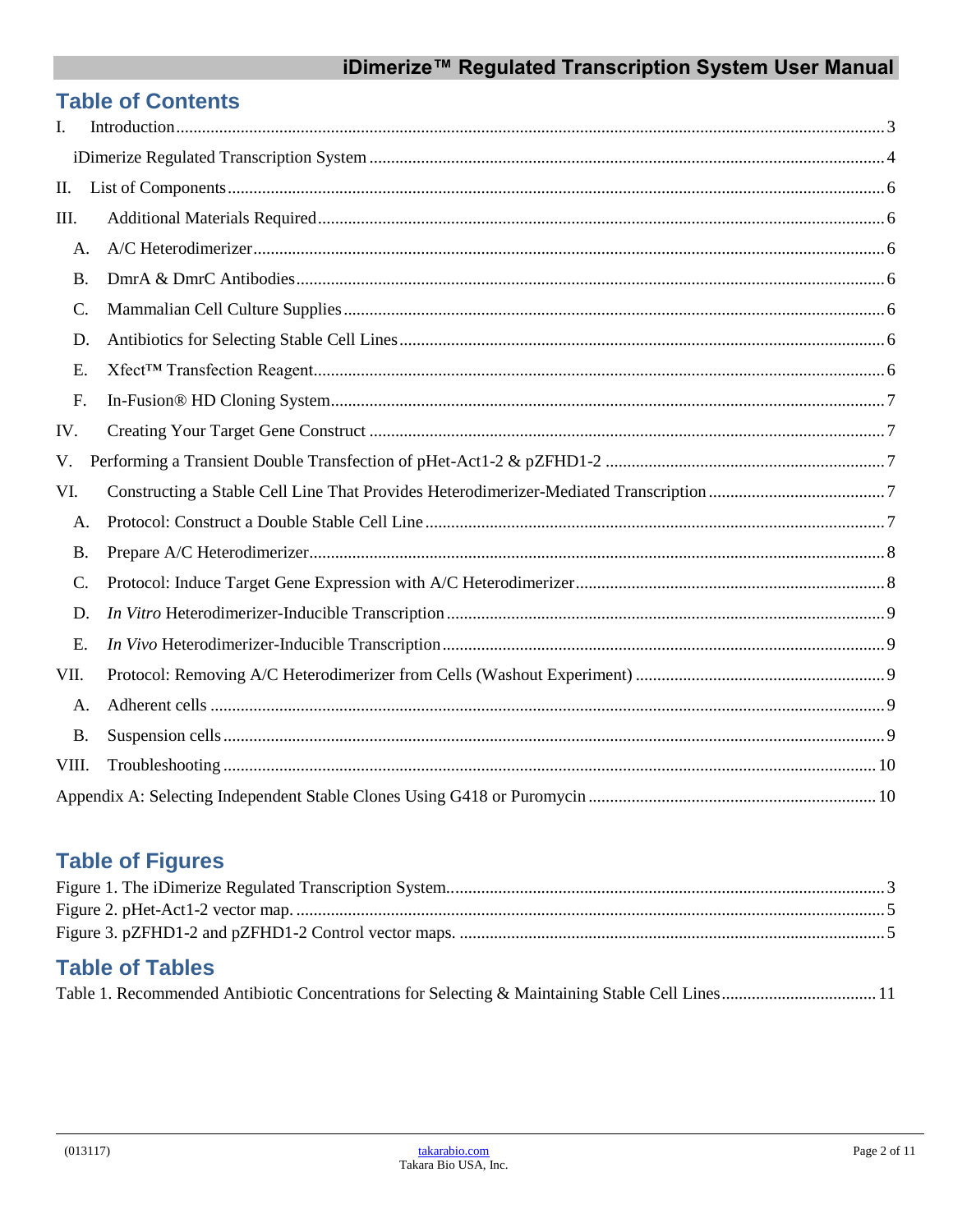## Table of Contents

I. Introduction ..... 3

iDimerize Regulated Transcription System ..... 4

II. List of Components ..... 6

III. Additional Materials Required ..... 6

- A. A/C Heterodimerizer ..... 6
- B. DmrA & DmrC Antibodies ..... 6
- C. Mammalian Cell Culture Supplies ..... 6
- D. Antibiotics for Selecting Stable Cell Lines ..... 6
- E. Xfect™ Transfection Reagent ..... 6
- F. In-Fusion® HD Cloning System ..... 7

IV. Creating Your Target Gene Construct ..... 7

V. Performing a Transient Double Transfection of pHet-Act1-2 & pZFHD1-2 ..... 7

VI. Constructing a Stable Cell Line That Provides Heterodimerizer-Mediated Transcription ..... 7

- A. Protocol: Construct a Double Stable Cell Line ..... 7
- B. Prepare A/C Heterodimerizer ..... 8
- C. Protocol: Induce Target Gene Expression with A/C Heterodimerizer ..... 8
- D. *In Vitro* Heterodimerizer-Inducible Transcription ..... 9
- E. *In Vivo* Heterodimerizer-Inducible Transcription ..... 9

VII. Protocol: Removing A/C Heterodimerizer from Cells (Washout Experiment) ..... 9

- A. Adherent cells ..... 9
- B. Suspension cells ..... 9

VIII. Troubleshooting ..... 10

Appendix A: Selecting Independent Stable Clones Using G418 or Puromycin ..... 10

## Table of Figures

Figure 1. The iDimerize Regulated Transcription System. ..... 3

Figure 2. pHet-Act1-2 vector map. ..... 5

Figure 3. pZFHD1-2 and pZFHD1-2 Control vector maps. ..... 5

## Table of Tables

Table 1. Recommended Antibiotic Concentrations for Selecting & Maintaining Stable Cell Lines ..... 11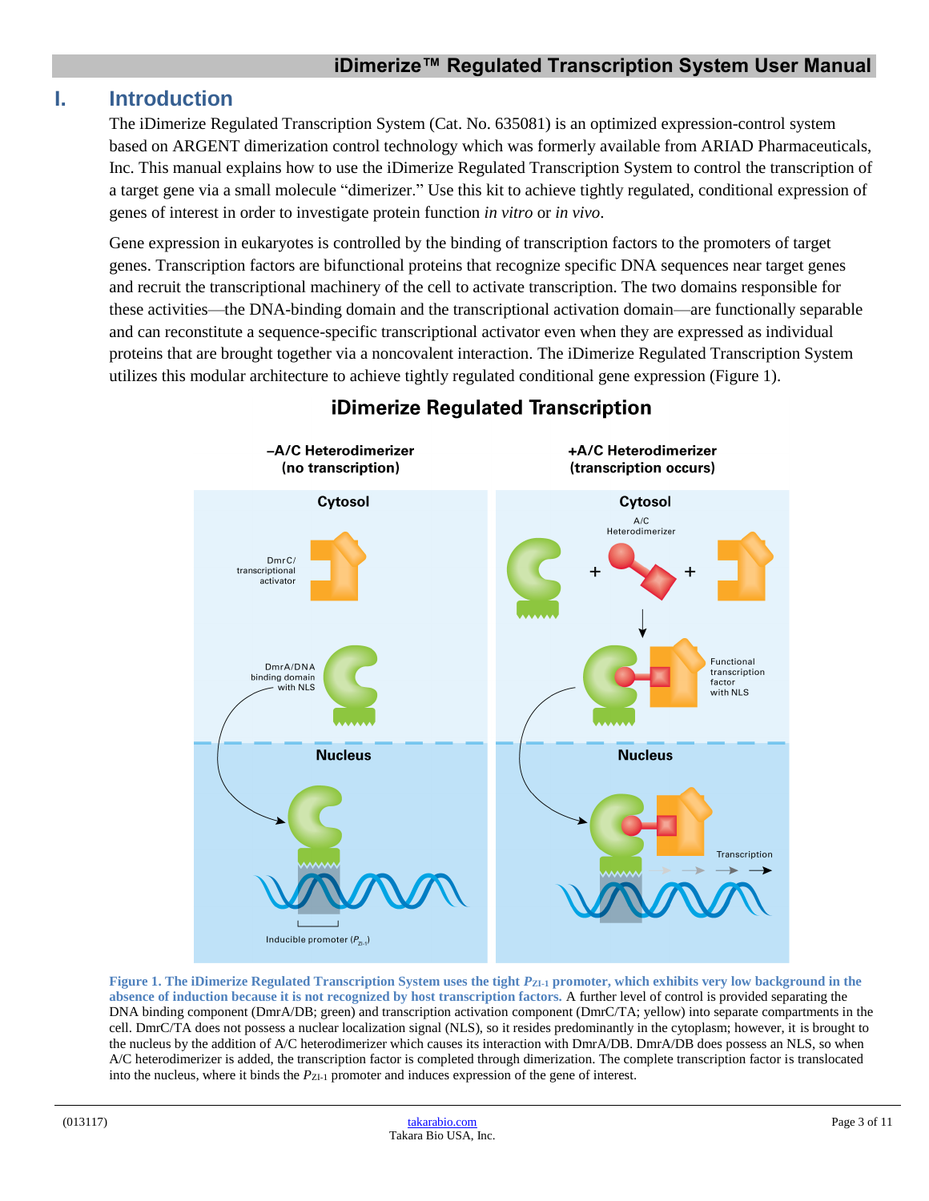# I. Introduction

The iDimerize Regulated Transcription System (Cat. No. 635081) is an optimized expression-control system based on ARGENT dimerization control technology which was formerly available from ARIAD Pharmaceuticals, Inc. This manual explains how to use the iDimerize Regulated Transcription System to control the transcription of a target gene via a small molecule "dimerizer." Use this kit to achieve tightly regulated, conditional expression of genes of interest in order to investigate protein function *in vitro* or *in vivo*.

Gene expression in eukaryotes is controlled by the binding of transcription factors to the promoters of target genes. Transcription factors are bifunctional proteins that recognize specific DNA sequences near target genes and recruit the transcriptional machinery of the cell to activate transcription. The two domains responsible for these activities—the DNA-binding domain and the transcriptional activation domain—are functionally separable and can reconstitute a sequence-specific transcriptional activator even when they are expressed as individual proteins that are brought together via a noncovalent interaction. The iDimerize Regulated Transcription System utilizes this modular architecture to achieve tightly regulated conditional gene expression (Figure 1).

**Figure 1. The iDimerize Regulated Transcription System uses the tight $P_{ZI-1}$ promoter, which exhibits very low background in the absence of induction because it is not recognized by host transcription factors.** A further level of control is provided separating the DNA binding component (DmrA/DB; green) and transcription activation component (DmrC/TA; yellow) into separate compartments in the cell. DmrC/TA does not possess a nuclear localization signal (NLS), so it resides predominantly in the cytoplasm; however, it is brought to the nucleus by the addition of A/C heterodimerizer which causes its interaction with DmrA/DB. DmrA/DB does possess an NLS, so when A/C heterodimerizer is added, the transcription factor is completed through dimerization. The complete transcription factor is translocated into the nucleus, where it binds the $P_{ZI-1}$ promoter and induces expression of the gene of interest.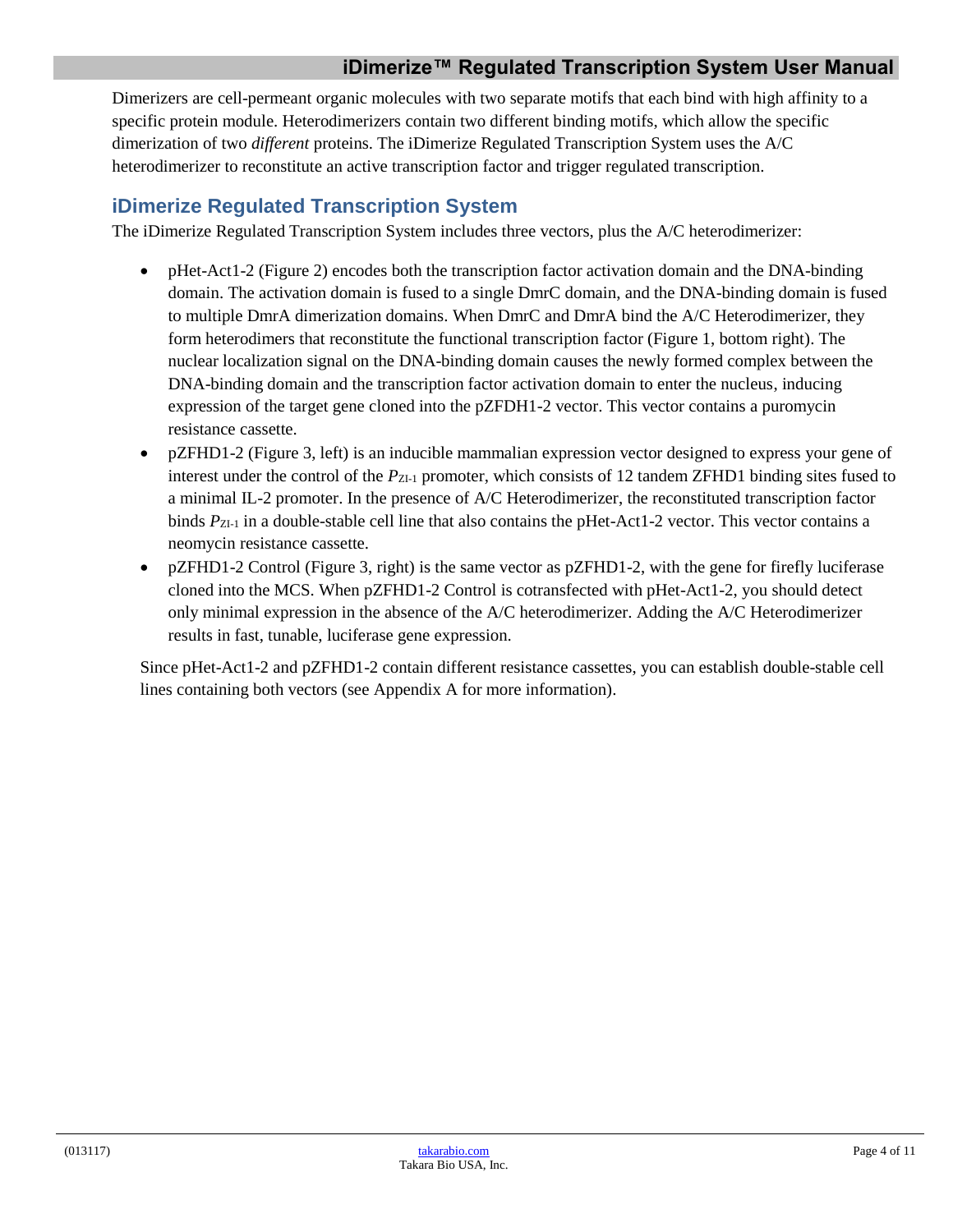Dimerizers are cell-permeant organic molecules with two separate motifs that each bind with high affinity to a specific protein module. Heterodimerizers contain two different binding motifs, which allow the specific dimerization of two *different* proteins. The iDimerize Regulated Transcription System uses the A/C heterodimerizer to reconstitute an active transcription factor and trigger regulated transcription.

## iDimerize Regulated Transcription System

The iDimerize Regulated Transcription System includes three vectors, plus the A/C heterodimerizer:

- pHet-Act1-2 (Figure 2) encodes both the transcription factor activation domain and the DNA-binding domain. The activation domain is fused to a single DmrC domain, and the DNA-binding domain is fused to multiple DmrA dimerization domains. When DmrC and DmrA bind the A/C Heterodimerizer, they form heterodimers that reconstitute the functional transcription factor (Figure 1, bottom right). The nuclear localization signal on the DNA-binding domain causes the newly formed complex between the DNA-binding domain and the transcription factor activation domain to enter the nucleus, inducing expression of the target gene cloned into the pZFDH1-2 vector. This vector contains a puromycin resistance cassette.
- pZFHD1-2 (Figure 3, left) is an inducible mammalian expression vector designed to express your gene of interest under the control of the $P_{ZI-1}$ promoter, which consists of 12 tandem ZFHD1 binding sites fused to a minimal IL-2 promoter. In the presence of A/C Heterodimerizer, the reconstituted transcription factor binds $P_{ZI-1}$ in a double-stable cell line that also contains the pHet-Act1-2 vector. This vector contains a neomycin resistance cassette.
- pZFHD1-2 Control (Figure 3, right) is the same vector as pZFHD1-2, with the gene for firefly luciferase cloned into the MCS. When pZFHD1-2 Control is cotransfected with pHet-Act1-2, you should detect only minimal expression in the absence of the A/C heterodimerizer. Adding the A/C Heterodimerizer results in fast, tunable, luciferase gene expression.

Since pHet-Act1-2 and pZFHD1-2 contain different resistance cassettes, you can establish double-stable cell lines containing both vectors (see Appendix A for more information).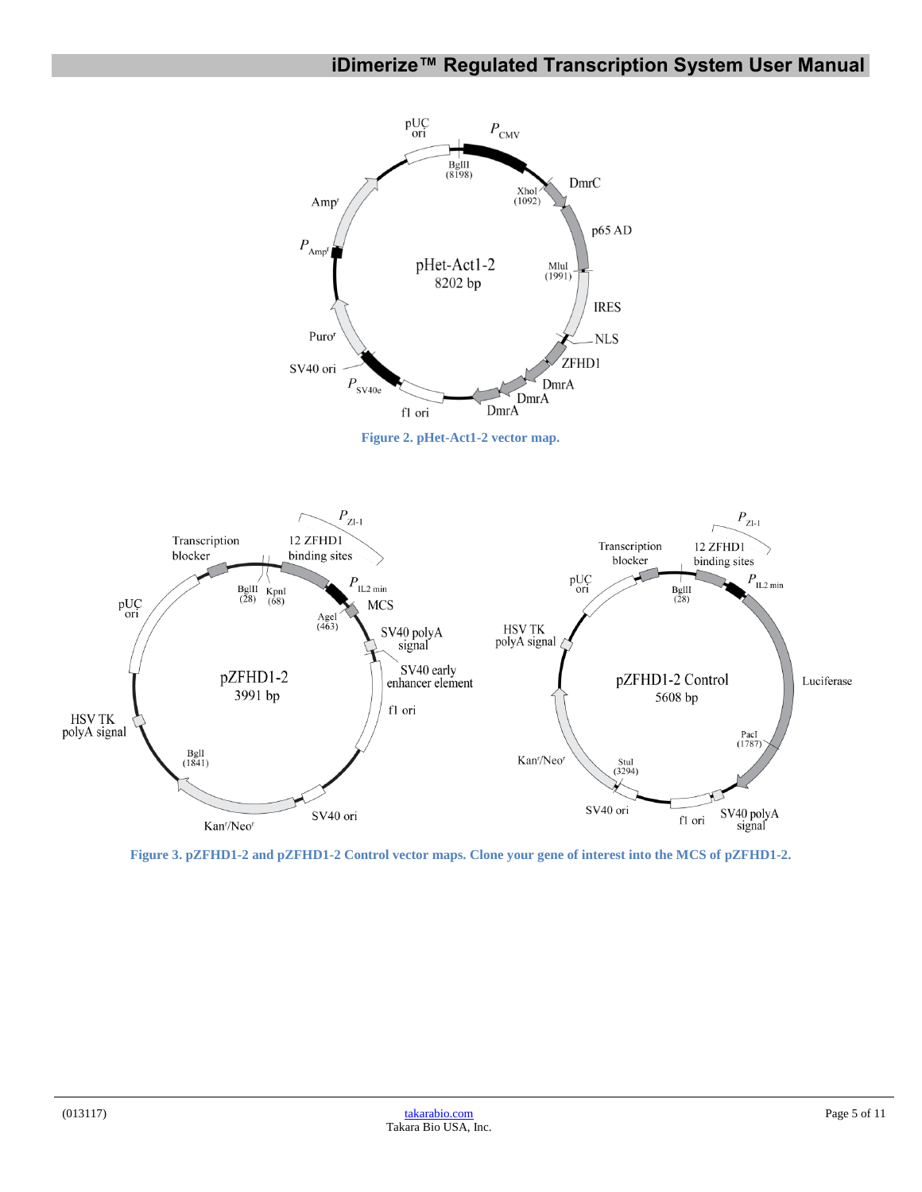Figure 2. pHet-Act1-2 vector map.

Figure 3. pZFHD1-2 and pZFHD1-2 Control vector maps. Clone your gene of interest into the MCS of pZFHD1-2.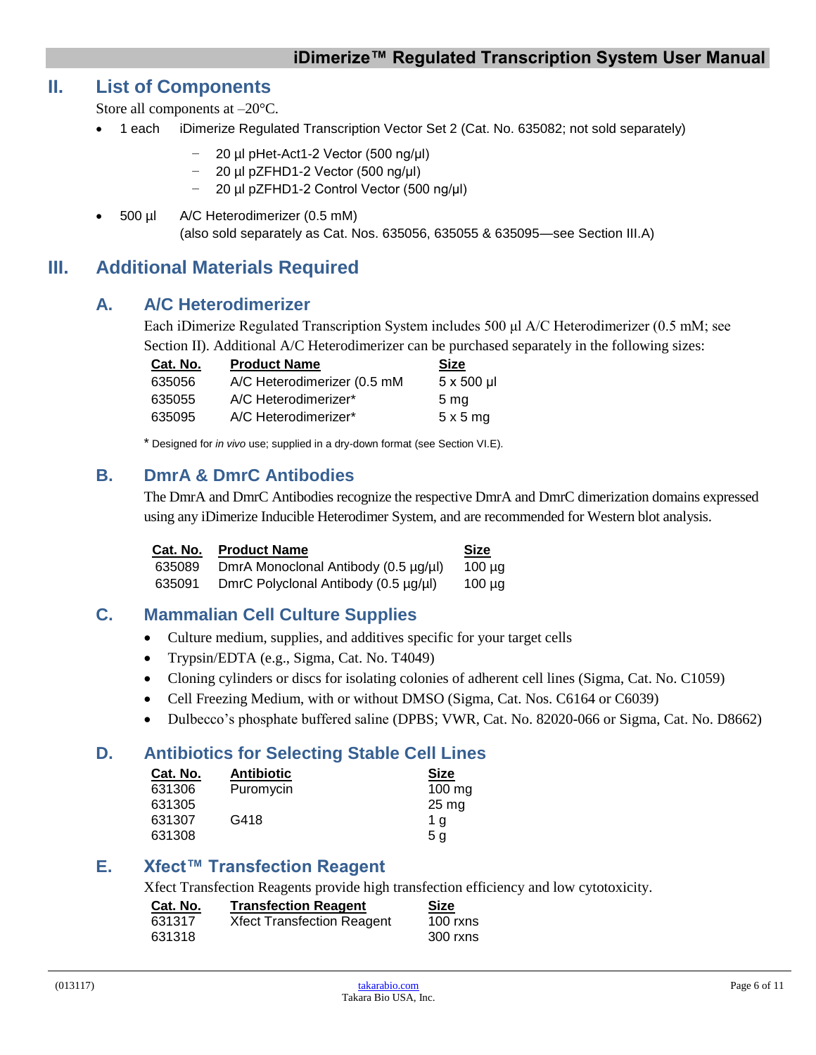## II. List of Components

Store all components at –20°C.

- 1 each iDimerize Regulated Transcription Vector Set 2 (Cat. No. 635082; not sold separately)
  - 20 µl pHet-Act1-2 Vector (500 ng/µl)
  - 20 µl pZFHD1-2 Vector (500 ng/µl)
  - 20 µl pZFHD1-2 Control Vector (500 ng/µl)
- 500 µl A/C Heterodimerizer (0.5 mM)
  (also sold separately as Cat. Nos. 635056, 635055 & 635095—see Section III.A)

## III. Additional Materials Required

### A. A/C Heterodimerizer

Each iDimerize Regulated Transcription System includes 500 µl A/C Heterodimerizer (0.5 mM; see Section II). Additional A/C Heterodimerizer can be purchased separately in the following sizes:

| Cat. No. | Product Name | Size |
|---|---|---|
| 635056 | A/C Heterodimerizer (0.5 mM | 5 x 500 µl |
| 635055 | A/C Heterodimerizer* | 5 mg |
| 635095 | A/C Heterodimerizer* | 5 x 5 mg |

\* Designed for *in vivo* use; supplied in a dry-down format (see Section VI.E).

### B. DmrA & DmrC Antibodies

The DmrA and DmrC Antibodies recognize the respective DmrA and DmrC dimerization domains expressed using any iDimerize Inducible Heterodimer System, and are recommended for Western blot analysis.

| Cat. No. | Product Name | Size |
|---|---|---|
| 635089 | DmrA Monoclonal Antibody (0.5 µg/µl) | 100 µg |
| 635091 | DmrC Polyclonal Antibody (0.5 µg/µl) | 100 µg |

### C. Mammalian Cell Culture Supplies

- Culture medium, supplies, and additives specific for your target cells
- Trypsin/EDTA (e.g., Sigma, Cat. No. T4049)
- Cloning cylinders or discs for isolating colonies of adherent cell lines (Sigma, Cat. No. C1059)
- Cell Freezing Medium, with or without DMSO (Sigma, Cat. Nos. C6164 or C6039)
- Dulbecco's phosphate buffered saline (DPBS; VWR, Cat. No. 82020-066 or Sigma, Cat. No. D8662)

### D. Antibiotics for Selecting Stable Cell Lines

| Cat. No. | Antibiotic | Size |
|---|---|---|
| 631306 | Puromycin | 100 mg |
| 631305 | | 25 mg |
| 631307 | G418 | 1 g |
| 631308 | | 5 g |

### E. Xfect™ Transfection Reagent

Xfect Transfection Reagents provide high transfection efficiency and low cytotoxicity.

| Cat. No. | Transfection Reagent | Size |
|---|---|---|
| 631317 | Xfect Transfection Reagent | 100 rxns |
| 631318 | | 300 rxns |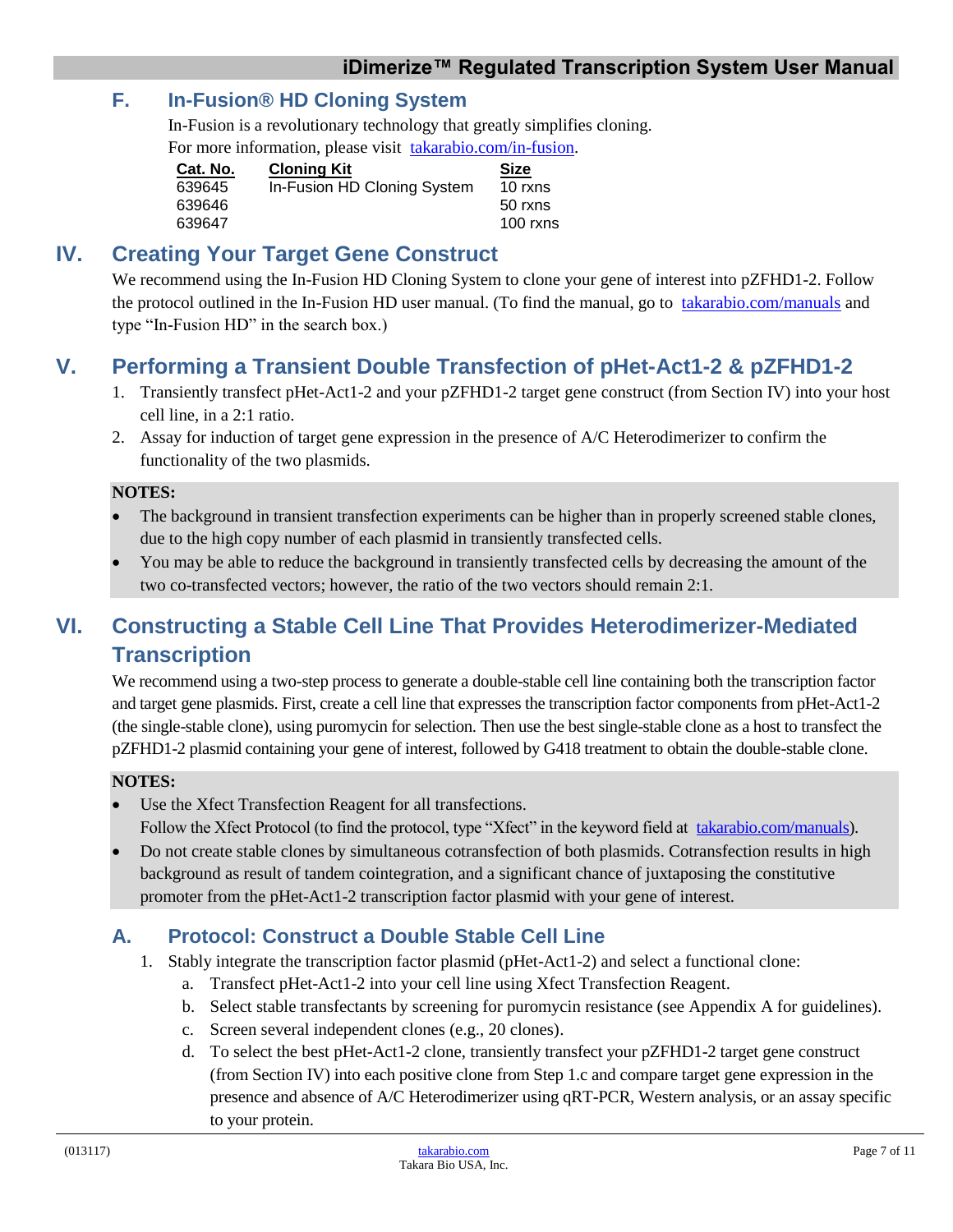### F. In-Fusion® HD Cloning System

In-Fusion is a revolutionary technology that greatly simplifies cloning.
For more information, please visit takarabio.com/in-fusion.

| Cat. No. | Cloning Kit | Size |
|---|---|---|
| 639645 | In-Fusion HD Cloning System | 10 rxns |
| 639646 | | 50 rxns |
| 639647 | | 100 rxns |

## IV. Creating Your Target Gene Construct

We recommend using the In-Fusion HD Cloning System to clone your gene of interest into pZFHD1-2. Follow the protocol outlined in the In-Fusion HD user manual. (To find the manual, go to takarabio.com/manuals and type "In-Fusion HD" in the search box.)

## V. Performing a Transient Double Transfection of pHet-Act1-2 & pZFHD1-2

1. Transiently transfect pHet-Act1-2 and your pZFHD1-2 target gene construct (from Section IV) into your host cell line, in a 2:1 ratio.
2. Assay for induction of target gene expression in the presence of A/C Heterodimerizer to confirm the functionality of the two plasmids.

**NOTES:**

- The background in transient transfection experiments can be higher than in properly screened stable clones, due to the high copy number of each plasmid in transiently transfected cells.
- You may be able to reduce the background in transiently transfected cells by decreasing the amount of the two co-transfected vectors; however, the ratio of the two vectors should remain 2:1.

## VI. Constructing a Stable Cell Line That Provides Heterodimerizer-Mediated Transcription

We recommend using a two-step process to generate a double-stable cell line containing both the transcription factor and target gene plasmids. First, create a cell line that expresses the transcription factor components from pHet-Act1-2 (the single-stable clone), using puromycin for selection. Then use the best single-stable clone as a host to transfect the pZFHD1-2 plasmid containing your gene of interest, followed by G418 treatment to obtain the double-stable clone.

**NOTES:**

- Use the Xfect Transfection Reagent for all transfections.
  Follow the Xfect Protocol (to find the protocol, type "Xfect" in the keyword field at takarabio.com/manuals).
- Do not create stable clones by simultaneous cotransfection of both plasmids. Cotransfection results in high background as result of tandem cointegration, and a significant chance of juxtaposing the constitutive promoter from the pHet-Act1-2 transcription factor plasmid with your gene of interest.

### A. Protocol: Construct a Double Stable Cell Line

1. Stably integrate the transcription factor plasmid (pHet-Act1-2) and select a functional clone:
   a. Transfect pHet-Act1-2 into your cell line using Xfect Transfection Reagent.
   b. Select stable transfectants by screening for puromycin resistance (see Appendix A for guidelines).
   c. Screen several independent clones (e.g., 20 clones).
   d. To select the best pHet-Act1-2 clone, transiently transfect your pZFHD1-2 target gene construct (from Section IV) into each positive clone from Step 1.c and compare target gene expression in the presence and absence of A/C Heterodimerizer using qRT-PCR, Western analysis, or an assay specific to your protein.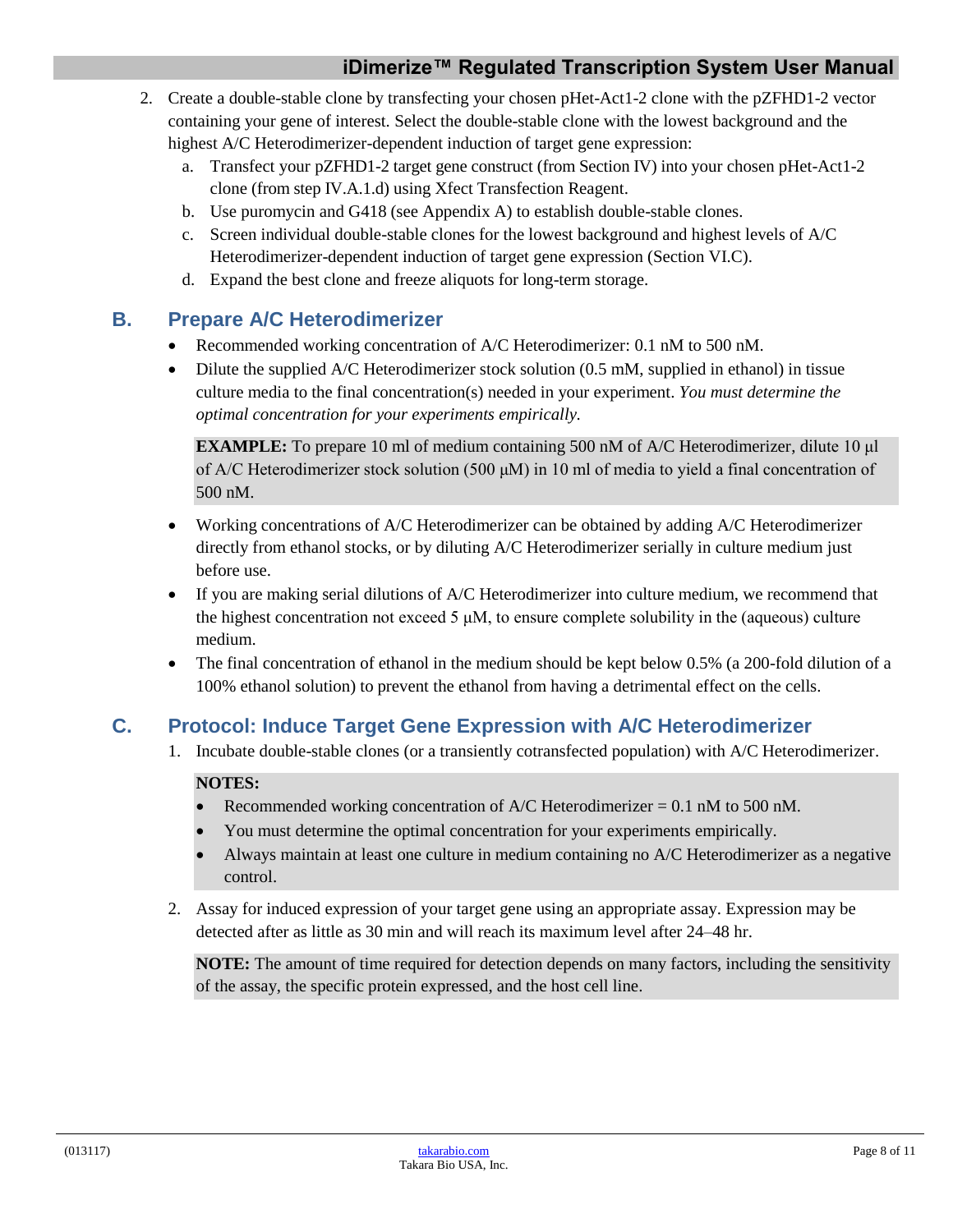2. Create a double-stable clone by transfecting your chosen pHet-Act1-2 clone with the pZFHD1-2 vector containing your gene of interest. Select the double-stable clone with the lowest background and the highest A/C Heterodimerizer-dependent induction of target gene expression:
   a. Transfect your pZFHD1-2 target gene construct (from Section IV) into your chosen pHet-Act1-2 clone (from step IV.A.1.d) using Xfect Transfection Reagent.
   b. Use puromycin and G418 (see Appendix A) to establish double-stable clones.
   c. Screen individual double-stable clones for the lowest background and highest levels of A/C Heterodimerizer-dependent induction of target gene expression (Section VI.C).
   d. Expand the best clone and freeze aliquots for long-term storage.

## B. Prepare A/C Heterodimerizer

- Recommended working concentration of A/C Heterodimerizer: 0.1 nM to 500 nM.
- Dilute the supplied A/C Heterodimerizer stock solution (0.5 mM, supplied in ethanol) in tissue culture media to the final concentration(s) needed in your experiment. *You must determine the optimal concentration for your experiments empirically.*

**EXAMPLE:** To prepare 10 ml of medium containing 500 nM of A/C Heterodimerizer, dilute 10 μl of A/C Heterodimerizer stock solution (500 μM) in 10 ml of media to yield a final concentration of 500 nM.

- Working concentrations of A/C Heterodimerizer can be obtained by adding A/C Heterodimerizer directly from ethanol stocks, or by diluting A/C Heterodimerizer serially in culture medium just before use.
- If you are making serial dilutions of A/C Heterodimerizer into culture medium, we recommend that the highest concentration not exceed 5 μM, to ensure complete solubility in the (aqueous) culture medium.
- The final concentration of ethanol in the medium should be kept below 0.5% (a 200-fold dilution of a 100% ethanol solution) to prevent the ethanol from having a detrimental effect on the cells.

## C. Protocol: Induce Target Gene Expression with A/C Heterodimerizer

1. Incubate double-stable clones (or a transiently cotransfected population) with A/C Heterodimerizer.

   **NOTES:**
   - Recommended working concentration of A/C Heterodimerizer = 0.1 nM to 500 nM.
   - You must determine the optimal concentration for your experiments empirically.
   - Always maintain at least one culture in medium containing no A/C Heterodimerizer as a negative control.

2. Assay for induced expression of your target gene using an appropriate assay. Expression may be detected after as little as 30 min and will reach its maximum level after 24–48 hr.

   **NOTE:** The amount of time required for detection depends on many factors, including the sensitivity of the assay, the specific protein expressed, and the host cell line.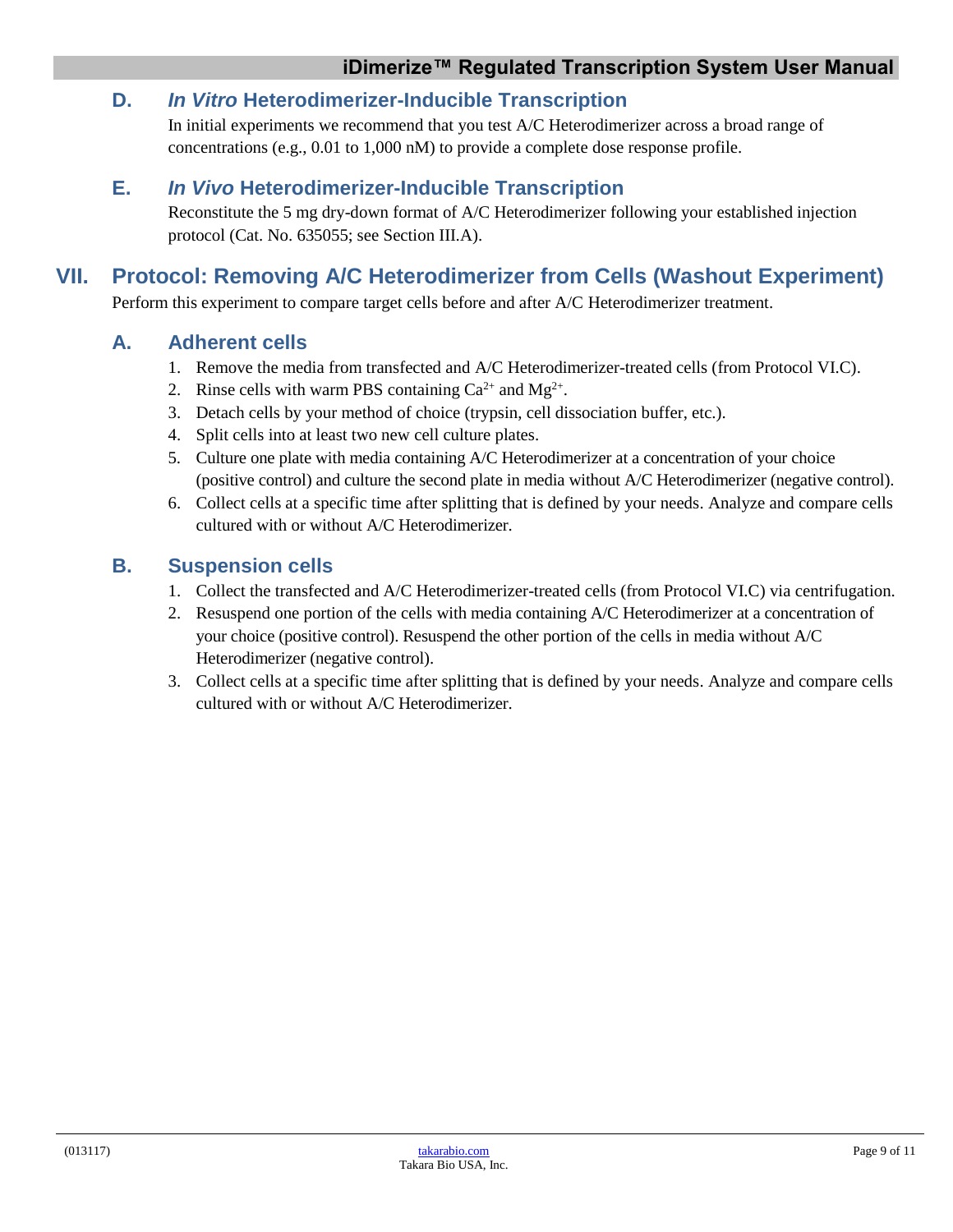### D. *In Vitro* Heterodimerizer-Inducible Transcription

In initial experiments we recommend that you test A/C Heterodimerizer across a broad range of concentrations (e.g., 0.01 to 1,000 nM) to provide a complete dose response profile.

### E. *In Vivo* Heterodimerizer-Inducible Transcription

Reconstitute the 5 mg dry-down format of A/C Heterodimerizer following your established injection protocol (Cat. No. 635055; see Section III.A).

## VII. Protocol: Removing A/C Heterodimerizer from Cells (Washout Experiment)

Perform this experiment to compare target cells before and after A/C Heterodimerizer treatment.

### A. Adherent cells

1. Remove the media from transfected and A/C Heterodimerizer-treated cells (from Protocol VI.C).
2. Rinse cells with warm PBS containing $Ca^{2+}$ and $Mg^{2+}$.
3. Detach cells by your method of choice (trypsin, cell dissociation buffer, etc.).
4. Split cells into at least two new cell culture plates.
5. Culture one plate with media containing A/C Heterodimerizer at a concentration of your choice (positive control) and culture the second plate in media without A/C Heterodimerizer (negative control).
6. Collect cells at a specific time after splitting that is defined by your needs. Analyze and compare cells cultured with or without A/C Heterodimerizer.

### B. Suspension cells

1. Collect the transfected and A/C Heterodimerizer-treated cells (from Protocol VI.C) via centrifugation.
2. Resuspend one portion of the cells with media containing A/C Heterodimerizer at a concentration of your choice (positive control). Resuspend the other portion of the cells in media without A/C Heterodimerizer (negative control).
3. Collect cells at a specific time after splitting that is defined by your needs. Analyze and compare cells cultured with or without A/C Heterodimerizer.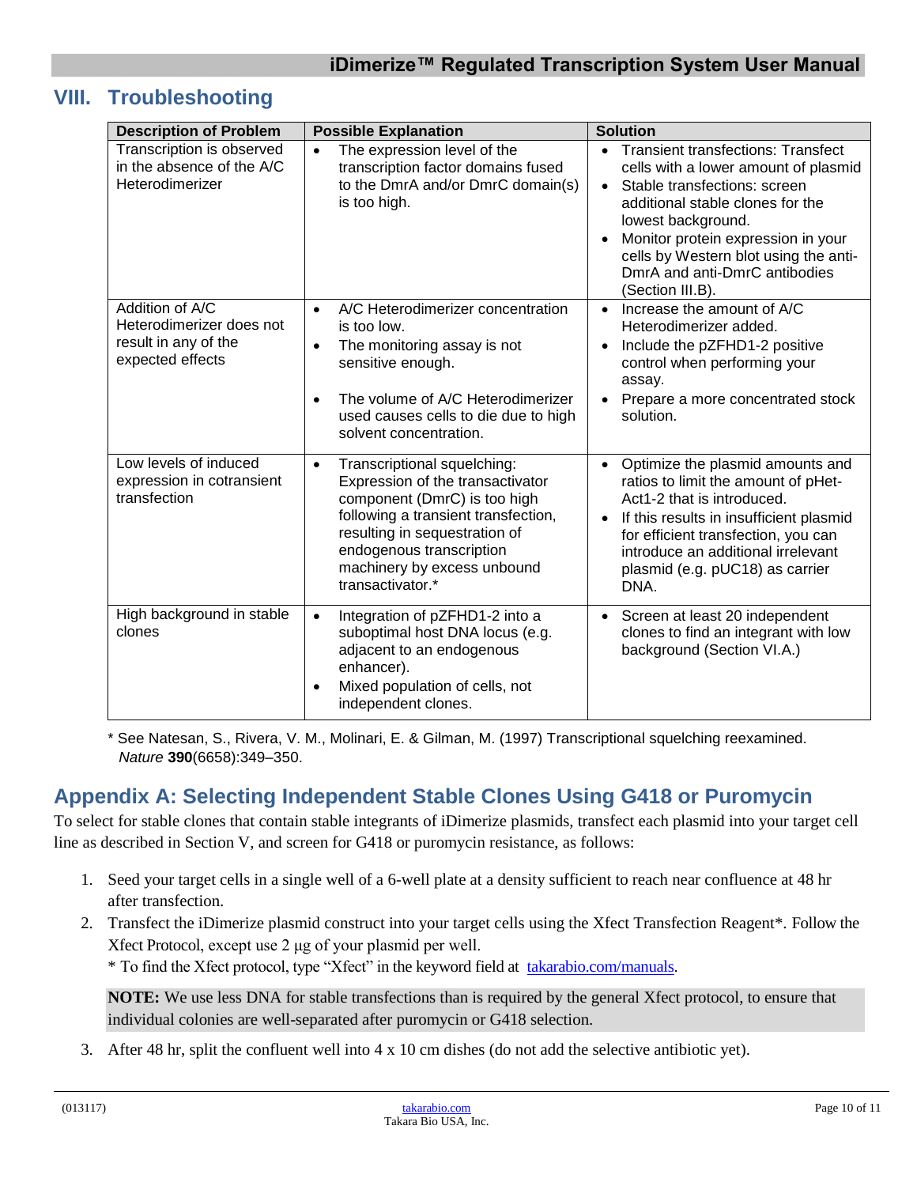## VIII. Troubleshooting

| Description of Problem | Possible Explanation | Solution |
|---|---|---|
| Transcription is observed in the absence of the A/C Heterodimerizer | • The expression level of the transcription factor domains fused to the DmrA and/or DmrC domain(s) is too high. | • Transient transfections: Transfect cells with a lower amount of plasmid<br>• Stable transfections: screen additional stable clones for the lowest background.<br>• Monitor protein expression in your cells by Western blot using the anti-DmrA and anti-DmrC antibodies (Section III.B). |
| Addition of A/C Heterodimerizer does not result in any of the expected effects | • A/C Heterodimerizer concentration is too low.<br>• The monitoring assay is not sensitive enough.<br>• The volume of A/C Heterodimerizer used causes cells to die due to high solvent concentration. | • Increase the amount of A/C Heterodimerizer added.<br>• Include the pZFHD1-2 positive control when performing your assay.<br>• Prepare a more concentrated stock solution. |
| Low levels of induced expression in cotransient transfection | • Transcriptional squelching: Expression of the transactivator component (DmrC) is too high following a transient transfection, resulting in sequestration of endogenous transcription machinery by excess unbound transactivator.* | • Optimize the plasmid amounts and ratios to limit the amount of pHet-Act1-2 that is introduced.<br>• If this results in insufficient plasmid for efficient transfection, you can introduce an additional irrelevant plasmid (e.g. pUC18) as carrier DNA. |
| High background in stable clones | • Integration of pZFHD1-2 into a suboptimal host DNA locus (e.g. adjacent to an endogenous enhancer).<br>• Mixed population of cells, not independent clones. | • Screen at least 20 independent clones to find an integrant with low background (Section VI.A.) |

* See Natesan, S., Rivera, V. M., Molinari, E. & Gilman, M. (1997) Transcriptional squelching reexamined. *Nature* **390**(6658):349–350.

## Appendix A: Selecting Independent Stable Clones Using G418 or Puromycin

To select for stable clones that contain stable integrants of iDimerize plasmids, transfect each plasmid into your target cell line as described in Section V, and screen for G418 or puromycin resistance, as follows:

1. Seed your target cells in a single well of a 6-well plate at a density sufficient to reach near confluence at 48 hr after transfection.
2. Transfect the iDimerize plasmid construct into your target cells using the Xfect Transfection Reagent*. Follow the Xfect Protocol, except use 2 µg of your plasmid per well.
   * To find the Xfect protocol, type "Xfect" in the keyword field at takarabio.com/manuals.

   **NOTE:** We use less DNA for stable transfections than is required by the general Xfect protocol, to ensure that individual colonies are well-separated after puromycin or G418 selection.

3. After 48 hr, split the confluent well into 4 x 10 cm dishes (do not add the selective antibiotic yet).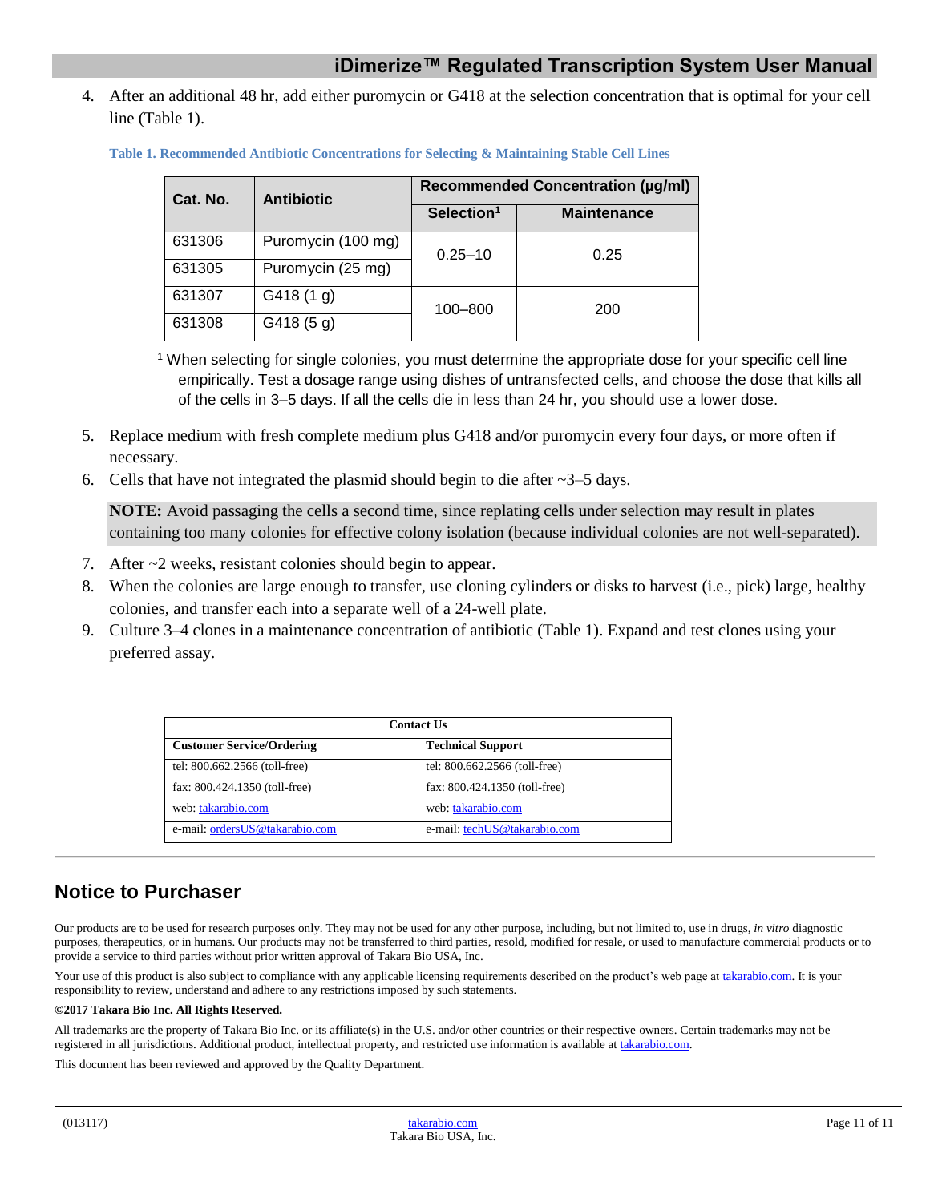4. After an additional 48 hr, add either puromycin or G418 at the selection concentration that is optimal for your cell line (Table 1).

**Table 1. Recommended Antibiotic Concentrations for Selecting & Maintaining Stable Cell Lines**

| Cat. No. | Antibiotic | Recommended Concentration (µg/ml) | |
|---|---|---|---|
| | | Selection[1] | Maintenance |
| 631306 | Puromycin (100 mg) | 0.25–10 | 0.25 |
| 631305 | Puromycin (25 mg) | | |
| 631307 | G418 (1 g) | 100–800 | 200 |
| 631308 | G418 (5 g) | | |

[1] When selecting for single colonies, you must determine the appropriate dose for your specific cell line empirically. Test a dosage range using dishes of untransfected cells, and choose the dose that kills all of the cells in 3–5 days. If all the cells die in less than 24 hr, you should use a lower dose.

5. Replace medium with fresh complete medium plus G418 and/or puromycin every four days, or more often if necessary.
6. Cells that have not integrated the plasmid should begin to die after ~3–5 days.

**NOTE:** Avoid passaging the cells a second time, since replating cells under selection may result in plates containing too many colonies for effective colony isolation (because individual colonies are not well-separated).

7. After ~2 weeks, resistant colonies should begin to appear.
8. When the colonies are large enough to transfer, use cloning cylinders or disks to harvest (i.e., pick) large, healthy colonies, and transfer each into a separate well of a 24-well plate.
9. Culture 3–4 clones in a maintenance concentration of antibiotic (Table 1). Expand and test clones using your preferred assay.

| Contact Us | |
|---|---|
| **Customer Service/Ordering** | **Technical Support** |
| tel: 800.662.2566 (toll-free) | tel: 800.662.2566 (toll-free) |
| fax: 800.424.1350 (toll-free) | fax: 800.424.1350 (toll-free) |
| web: takarabio.com | web: takarabio.com |
| e-mail: ordersUS@takarabio.com | e-mail: techUS@takarabio.com |

## Notice to Purchaser

Our products are to be used for research purposes only. They may not be used for any other purpose, including, but not limited to, use in drugs, *in vitro* diagnostic purposes, therapeutics, or in humans. Our products may not be transferred to third parties, resold, modified for resale, or used to manufacture commercial products or to provide a service to third parties without prior written approval of Takara Bio USA, Inc.

Your use of this product is also subject to compliance with any applicable licensing requirements described on the product's web page at takarabio.com. It is your responsibility to review, understand and adhere to any restrictions imposed by such statements.

**©2017 Takara Bio Inc. All Rights Reserved.**

All trademarks are the property of Takara Bio Inc. or its affiliate(s) in the U.S. and/or other countries or their respective owners. Certain trademarks may not be registered in all jurisdictions. Additional product, intellectual property, and restricted use information is available at takarabio.com.

This document has been reviewed and approved by the Quality Department.